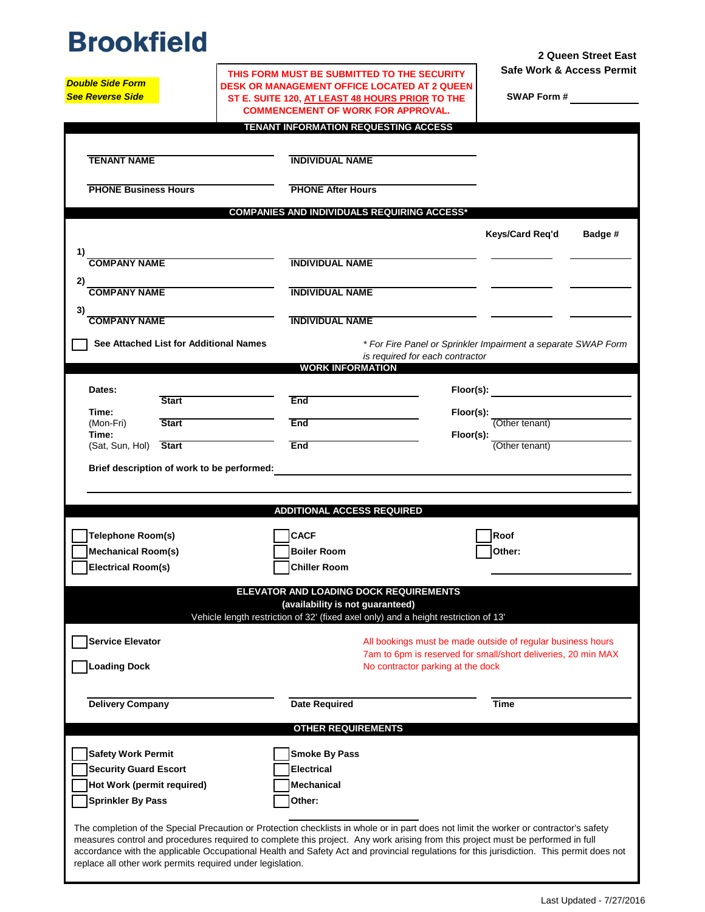# Brookfield

**2 Queen Street East**
**Safe Work & Access Permit**

**SWAP Form #** ____________

***Double Side Form***
***See Reverse Side***

**THIS FORM MUST BE SUBMITTED TO THE SECURITY DESK OR MANAGEMENT OFFICE LOCATED AT 2 QUEEN ST E. SUITE 120, AT LEAST 48 HOURS PRIOR TO THE COMMENCEMENT OF WORK FOR APPROVAL.**

## TENANT INFORMATION REQUESTING ACCESS

| | |
|---|---|
| **TENANT NAME** | **INDIVIDUAL NAME** |
| **PHONE Business Hours** | **PHONE After Hours** |

## COMPANIES AND INDIVIDUALS REQUIRING ACCESS*

| | | | Keys/Card Req'd | Badge # |
|---|---|---|---|---|
| 1) | **COMPANY NAME** | **INDIVIDUAL NAME** | | |
| 2) | **COMPANY NAME** | **INDIVIDUAL NAME** | | |
| 3) | **COMPANY NAME** | **INDIVIDUAL NAME** | | |

☐ **See Attached List for Additional Names**

*\* For Fire Panel or Sprinkler Impairment a separate SWAP Form is required for each contractor*

## WORK INFORMATION

| | | | | |
|---|---|---|---|---|
| **Dates:** | **Start** | **End** | **Floor(s):** | |
| **Time:** (Mon-Fri) | **Start** | **End** | **Floor(s):** | (Other tenant) |
| **Time:** (Sat, Sun, Hol) | **Start** | **End** | **Floor(s):** | (Other tenant) |

**Brief description of work to be performed:** ____________

## ADDITIONAL ACCESS REQUIRED

| | | |
|---|---|---|
| ☐ **Telephone Room(s)** | ☐ **CACF** | ☐ **Roof** |
| ☐ **Mechanical Room(s)** | ☐ **Boiler Room** | ☐ **Other:** |
| ☐ **Electrical Room(s)** | ☐ **Chiller Room** | |

## ELEVATOR AND LOADING DOCK REQUIREMENTS

**(availability is not guaranteed)**

Vehicle length restriction of 32' (fixed axel only) and a height restriction of 13'

☐ **Service Elevator**

☐ **Loading Dock**

All bookings must be made outside of regular business hours
7am to 6pm is reserved for small/short deliveries, 20 min MAX
No contractor parking at the dock

| | | |
|---|---|---|
| **Delivery Company** | **Date Required** | **Time** |

## OTHER REQUIREMENTS

| | |
|---|---|
| ☐ **Safety Work Permit** | ☐ **Smoke By Pass** |
| ☐ **Security Guard Escort** | ☐ **Electrical** |
| ☐ **Hot Work (permit required)** | ☐ **Mechanical** |
| ☐ **Sprinkler By Pass** | ☐ **Other:** |

The completion of the Special Precaution or Protection checklists in whole or in part does not limit the worker or contractor's safety measures control and procedures required to complete this project. Any work arising from this project must be performed in full accordance with the applicable Occupational Health and Safety Act and provincial regulations for this jurisdiction. This permit does not replace all other work permits required under legislation.

Last Updated - 7/27/2016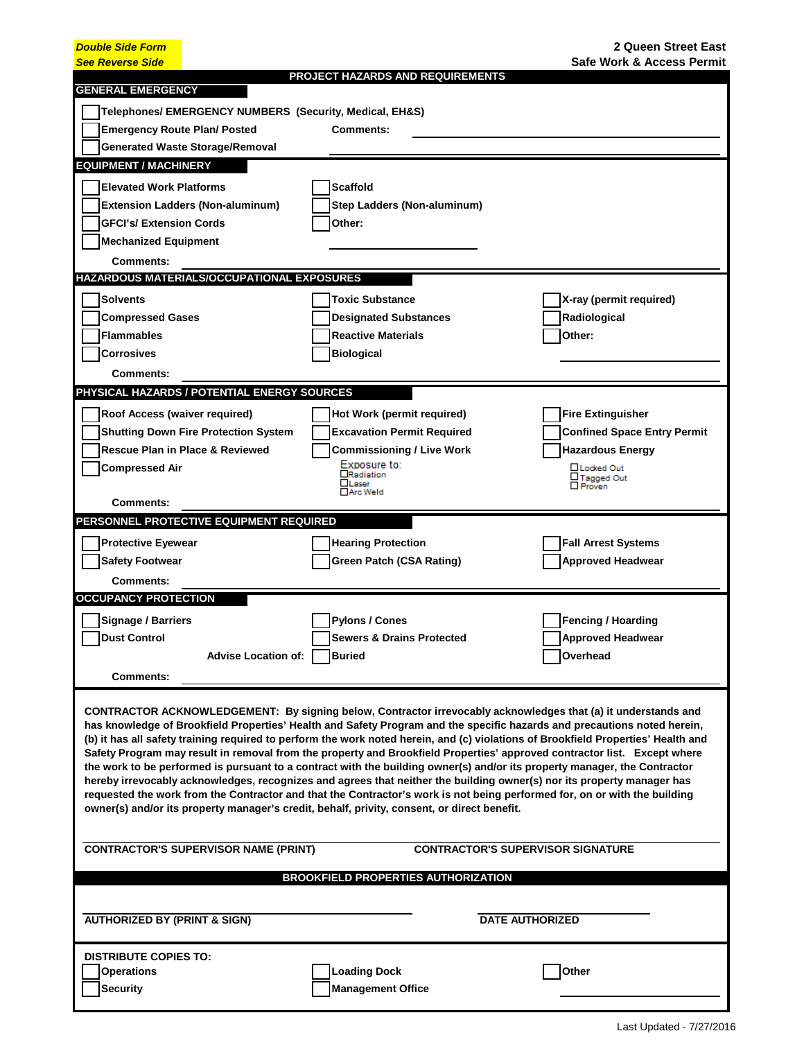*Double Side Form*
*See Reverse Side*

**2 Queen Street East**
**Safe Work & Access Permit**

## PROJECT HAZARDS AND REQUIREMENTS

### GENERAL EMERGENCY

- ☐ Telephones/ EMERGENCY NUMBERS (Security, Medical, EH&S)
- ☐ Emergency Route Plan/ Posted
- ☐ Generated Waste Storage/Removal

Comments: ______________________

### EQUIPMENT / MACHINERY

| | |
|---|---|
| ☐ Elevated Work Platforms | ☐ Scaffold |
| ☐ Extension Ladders (Non-aluminum) | ☐ Step Ladders (Non-aluminum) |
| ☐ GFCI's/ Extension Cords | ☐ Other: ______________________ |
| ☐ Mechanized Equipment | |

Comments: ______________________

### HAZARDOUS MATERIALS/OCCUPATIONAL EXPOSURES

| | | |
|---|---|---|
| ☐ Solvents | ☐ Toxic Substance | ☐ X-ray (permit required) |
| ☐ Compressed Gases | ☐ Designated Substances | ☐ Radiological |
| ☐ Flammables | ☐ Reactive Materials | ☐ Other: ______________________ |
| ☐ Corrosives | ☐ Biological | |

Comments: ______________________

### PHYSICAL HAZARDS / POTENTIAL ENERGY SOURCES

| | | |
|---|---|---|
| ☐ Roof Access (waiver required) | ☐ Hot Work (permit required) | ☐ Fire Extinguisher |
| ☐ Shutting Down Fire Protection System | ☐ Excavation Permit Required | ☐ Confined Space Entry Permit |
| ☐ Rescue Plan in Place & Reviewed | ☐ Commissioning / Live Work | ☐ Hazardous Energy |
| ☐ Compressed Air | Exposure to: ☐ Radiation ☐ Laser ☐ Arc Weld | ☐ Locked Out ☐ Tagged Out ☐ Proven |

Comments: ______________________

### PERSONNEL PROTECTIVE EQUIPMENT REQUIRED

| | | |
|---|---|---|
| ☐ Protective Eyewear | ☐ Hearing Protection | ☐ Fall Arrest Systems |
| ☐ Safety Footwear | ☐ Green Patch (CSA Rating) | ☐ Approved Headwear |

Comments: ______________________

### OCCUPANCY PROTECTION

| | | |
|---|---|---|
| ☐ Signage / Barriers | ☐ Pylons / Cones | ☐ Fencing / Hoarding |
| ☐ Dust Control | ☐ Sewers & Drains Protected | ☐ Approved Headwear |
| Advise Location of: | ☐ Buried | ☐ Overhead |

Comments: ______________________

**CONTRACTOR ACKNOWLEDGEMENT: By signing below, Contractor irrevocably acknowledges that (a) it understands and has knowledge of Brookfield Properties' Health and Safety Program and the specific hazards and precautions noted herein, (b) it has all safety training required to perform the work noted herein, and (c) violations of Brookfield Properties' Health and Safety Program may result in removal from the property and Brookfield Properties' approved contractor list. Except where the work to be performed is pursuant to a contract with the building owner(s) and/or its property manager, the Contractor hereby irrevocably acknowledges, recognizes and agrees that neither the building owner(s) nor its property manager has requested the work from the Contractor and that the Contractor's work is not being performed for, on or with the building owner(s) and/or its property manager's credit, behalf, privity, consent, or direct benefit.**

______________________ ______________________
**CONTRACTOR'S SUPERVISOR NAME (PRINT)** **CONTRACTOR'S SUPERVISOR SIGNATURE**

## BROOKFIELD PROPERTIES AUTHORIZATION

______________________ ______________________
**AUTHORIZED BY (PRINT & SIGN)** **DATE AUTHORIZED**

**DISTRIBUTE COPIES TO:**

| | | |
|---|---|---|
| ☐ Operations | ☐ Loading Dock | ☐ Other |
| ☐ Security | ☐ Management Office | ______________________ |

Last Updated - 7/27/2016